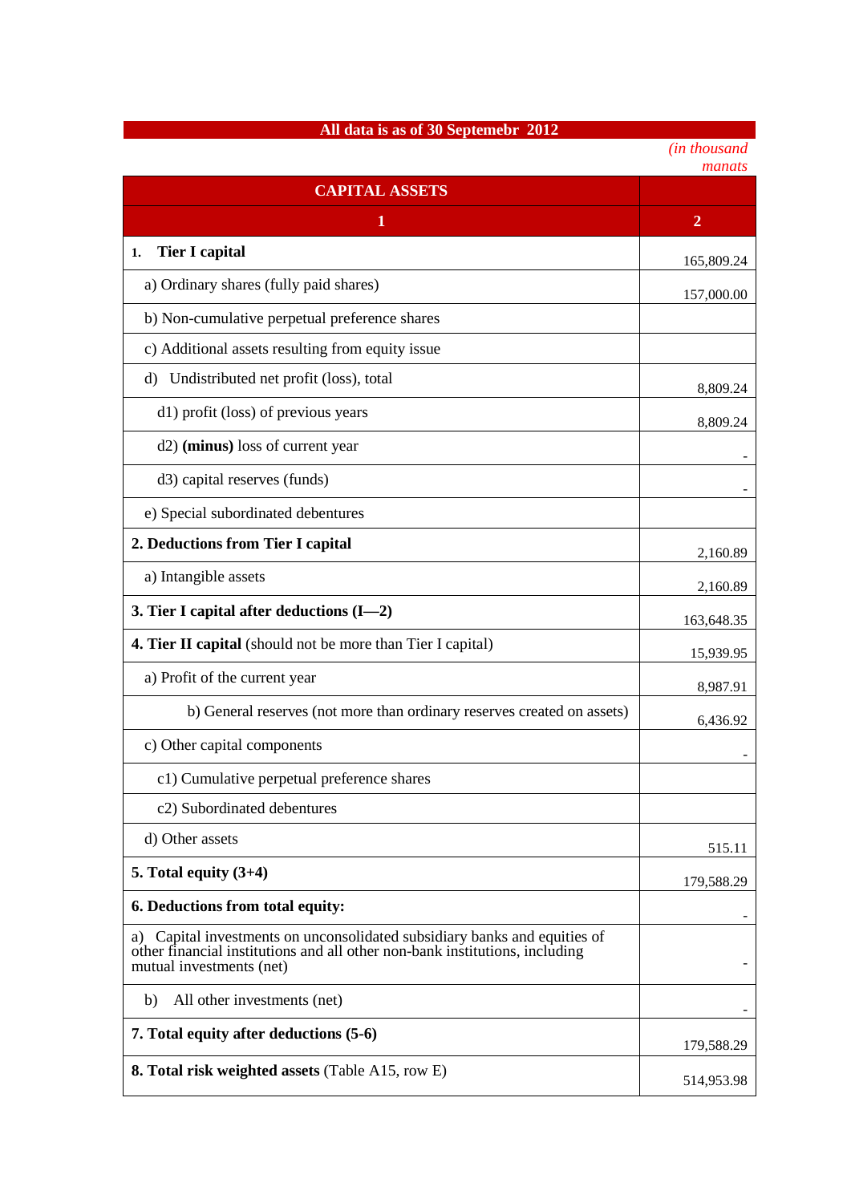**All data is as of 30 Septemebr 2012**

*(in thousand manats)*

| CAPITAL ASSETS | |
|---|---|
| **1** | **2** |
| **1. Tier I capital** | 165,809.24 |
| a) Ordinary shares (fully paid shares) | 157,000.00 |
| b) Non-cumulative perpetual preference shares | |
| c) Additional assets resulting from equity issue | |
| d) Undistributed net profit (loss), total | 8,809.24 |
| d1) profit (loss) of previous years | 8,809.24 |
| d2) **(minus)** loss of current year | - |
| d3) capital reserves (funds) | - |
| e) Special subordinated debentures | |
| **2. Deductions from Tier I capital** | 2,160.89 |
| a) Intangible assets | 2,160.89 |
| **3. Tier I capital after deductions (I—2)** | 163,648.35 |
| **4. Tier II capital** (should not be more than Tier I capital) | 15,939.95 |
| a) Profit of the current year | 8,987.91 |
| b) General reserves (not more than ordinary reserves created on assets) | 6,436.92 |
| c) Other capital components | - |
| c1) Cumulative perpetual preference shares | |
| c2) Subordinated debentures | |
| d) Other assets | 515.11 |
| **5. Total equity (3+4)** | 179,588.29 |
| **6. Deductions from total equity:** | - |
| a) Capital investments on unconsolidated subsidiary banks and equities of other financial institutions and all other non-bank institutions, including mutual investments (net) | - |
| b) All other investments (net) | - |
| **7. Total equity after deductions (5-6)** | 179,588.29 |
| **8. Total risk weighted assets** (Table A15, row E) | 514,953.98 |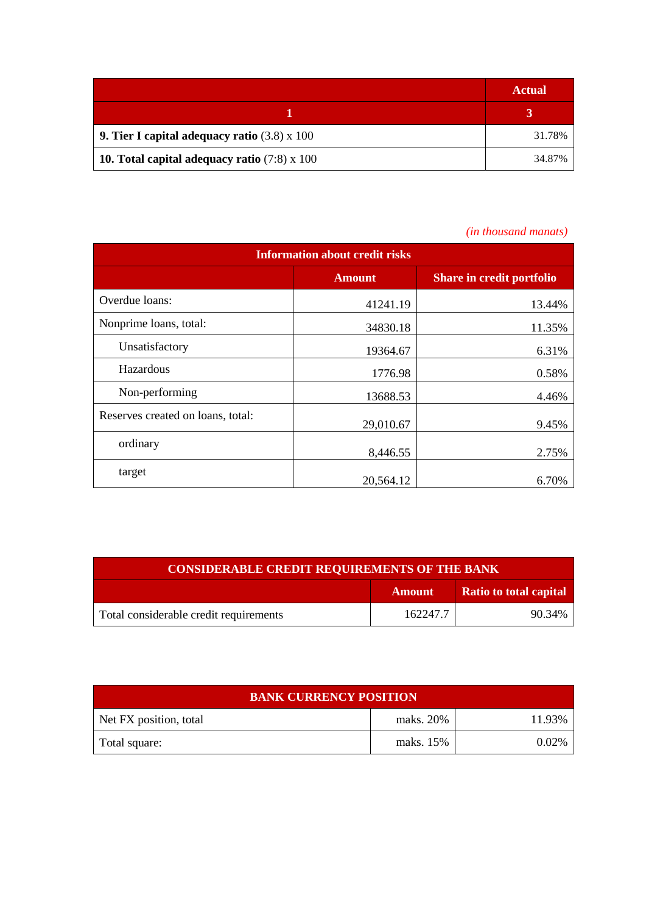| | Actual |
|---|---|
| 1 | 3 |
| **9. Tier I capital adequacy ratio** (3.8) x 100 | 31.78% |
| **10. Total capital adequacy ratio** (7:8) x 100 | 34.87% |

*(in thousand manats)*

| Information about credit risks | | |
|---|---|---|
| | Amount | Share in credit portfolio |
| Overdue loans: | 41241.19 | 13.44% |
| Nonprime loans, total: | 34830.18 | 11.35% |
| Unsatisfactory | 19364.67 | 6.31% |
| Hazardous | 1776.98 | 0.58% |
| Non-performing | 13688.53 | 4.46% |
| Reserves created on loans, total: | 29,010.67 | 9.45% |
| ordinary | 8,446.55 | 2.75% |
| target | 20,564.12 | 6.70% |

| CONSIDERABLE CREDIT REQUIREMENTS OF THE BANK | | |
|---|---|---|
| | Amount | Ratio to total capital |
| Total considerable credit requirements | 162247.7 | 90.34% |

| BANK CURRENCY POSITION | | |
|---|---|---|
| Net FX position, total | maks. 20% | 11.93% |
| Total square: | maks. 15% | 0.02% |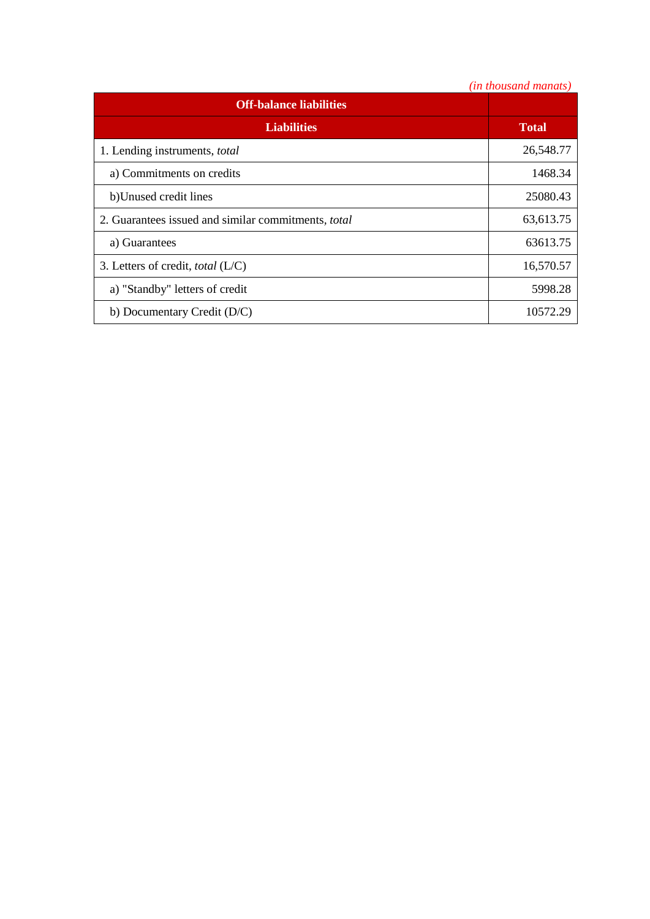*(in thousand manats)*

| Off-balance liabilities | |
|---|---|
| **Liabilities** | **Total** |
| 1. Lending instruments, *total* | 26,548.77 |
| a) Commitments on credits | 1468.34 |
| b)Unused credit lines | 25080.43 |
| 2. Guarantees issued and similar commitments, *total* | 63,613.75 |
| a) Guarantees | 63613.75 |
| 3. Letters of credit, *total* (L/C) | 16,570.57 |
| a) "Standby" letters of credit | 5998.28 |
| b) Documentary Credit (D/C) | 10572.29 |